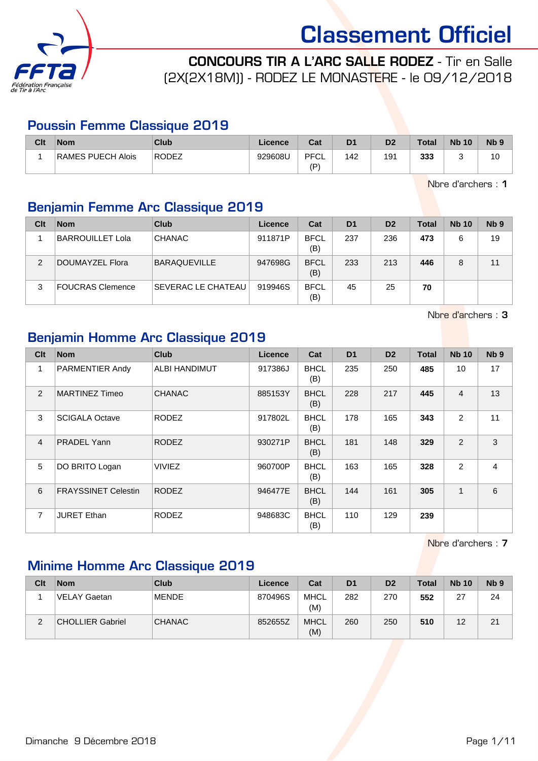# Classement Officiel

**CONCOURS TIR A L'ARC SALLE RODEZ** - Tir en Salle (2X(2X18M)) - RODEZ LE MONASTERE - le 09/12/2018

## Poussin Femme Classique 2019

| Clt | Nom | Club | Licence | Cat | D1 | D2 | Total | Nb 10 | Nb 9 |
|---|---|---|---|---|---|---|---|---|---|
| 1 | RAMES PUECH Alois | RODEZ | 929608U | PFCL (P) | 142 | 191 | **333** | 3 | 10 |

Nbre d'archers : **1**

## Benjamin Femme Arc Classique 2019

| Clt | Nom | Club | Licence | Cat | D1 | D2 | Total | Nb 10 | Nb 9 |
|---|---|---|---|---|---|---|---|---|---|
| 1 | BARROUILLET Lola | CHANAC | 911871P | BFCL (B) | 237 | 236 | **473** | 6 | 19 |
| 2 | DOUMAYZEL Flora | BARAQUEVILLE | 947698G | BFCL (B) | 233 | 213 | **446** | 8 | 11 |
| 3 | FOUCRAS Clemence | SEVERAC LE CHATEAU | 919946S | BFCL (B) | 45 | 25 | **70** | | |

Nbre d'archers : **3**

## Benjamin Homme Arc Classique 2019

| Clt | Nom | Club | Licence | Cat | D1 | D2 | Total | Nb 10 | Nb 9 |
|---|---|---|---|---|---|---|---|---|---|
| 1 | PARMENTIER Andy | ALBI HANDIMUT | 917386J | BHCL (B) | 235 | 250 | **485** | 10 | 17 |
| 2 | MARTINEZ Timeo | CHANAC | 885153Y | BHCL (B) | 228 | 217 | **445** | 4 | 13 |
| 3 | SCIGALA Octave | RODEZ | 917802L | BHCL (B) | 178 | 165 | **343** | 2 | 11 |
| 4 | PRADEL Yann | RODEZ | 930271P | BHCL (B) | 181 | 148 | **329** | 2 | 3 |
| 5 | DO BRITO Logan | VIVIEZ | 960700P | BHCL (B) | 163 | 165 | **328** | 2 | 4 |
| 6 | FRAYSSINET Celestin | RODEZ | 946477E | BHCL (B) | 144 | 161 | **305** | 1 | 6 |
| 7 | JURET Ethan | RODEZ | 948683C | BHCL (B) | 110 | 129 | **239** | | |

Nbre d'archers : **7**

## Minime Homme Arc Classique 2019

| Clt | Nom | Club | Licence | Cat | D1 | D2 | Total | Nb 10 | Nb 9 |
|---|---|---|---|---|---|---|---|---|---|
| 1 | VELAY Gaetan | MENDE | 870496S | MHCL (M) | 282 | 270 | **552** | 27 | 24 |
| 2 | CHOLLIER Gabriel | CHANAC | 852655Z | MHCL (M) | 260 | 250 | **510** | 12 | 21 |

Dimanche 9 Décembre 2018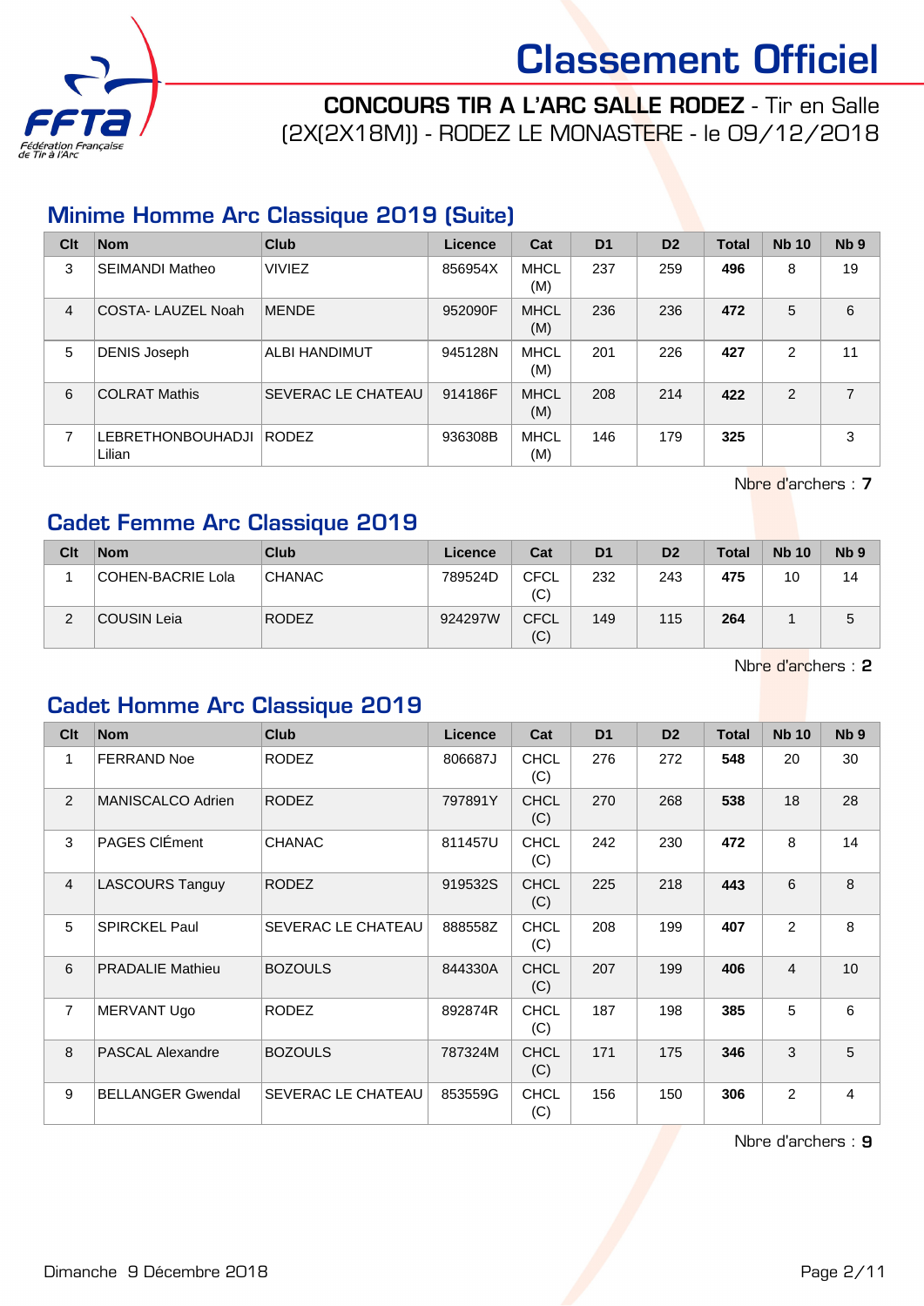# Classement Officiel

**CONCOURS TIR A L'ARC SALLE RODEZ** - Tir en Salle (2X(2X18M)) - RODEZ LE MONASTERE - le 09/12/2018

## Minime Homme Arc Classique 2019 (Suite)

| Clt | Nom | Club | Licence | Cat | D1 | D2 | Total | Nb 10 | Nb 9 |
|---|---|---|---|---|---|---|---|---|---|
| 3 | SEIMANDI Matheo | VIVIEZ | 856954X | MHCL (M) | 237 | 259 | **496** | 8 | 19 |
| 4 | COSTA- LAUZEL Noah | MENDE | 952090F | MHCL (M) | 236 | 236 | **472** | 5 | 6 |
| 5 | DENIS Joseph | ALBI HANDIMUT | 945128N | MHCL (M) | 201 | 226 | **427** | 2 | 11 |
| 6 | COLRAT Mathis | SEVERAC LE CHATEAU | 914186F | MHCL (M) | 208 | 214 | **422** | 2 | 7 |
| 7 | LEBRETHONBOUHADJI Lilian | RODEZ | 936308B | MHCL (M) | 146 | 179 | **325** | | 3 |

Nbre d'archers : **7**

## Cadet Femme Arc Classique 2019

| Clt | Nom | Club | Licence | Cat | D1 | D2 | Total | Nb 10 | Nb 9 |
|---|---|---|---|---|---|---|---|---|---|
| 1 | COHEN-BACRIE Lola | CHANAC | 789524D | CFCL (C) | 232 | 243 | **475** | 10 | 14 |
| 2 | COUSIN Leia | RODEZ | 924297W | CFCL (C) | 149 | 115 | **264** | 1 | 5 |

Nbre d'archers : **2**

## Cadet Homme Arc Classique 2019

| Clt | Nom | Club | Licence | Cat | D1 | D2 | Total | Nb 10 | Nb 9 |
|---|---|---|---|---|---|---|---|---|---|
| 1 | FERRAND Noe | RODEZ | 806687J | CHCL (C) | 276 | 272 | **548** | 20 | 30 |
| 2 | MANISCALCO Adrien | RODEZ | 797891Y | CHCL (C) | 270 | 268 | **538** | 18 | 28 |
| 3 | PAGES ClÉment | CHANAC | 811457U | CHCL (C) | 242 | 230 | **472** | 8 | 14 |
| 4 | LASCOURS Tanguy | RODEZ | 919532S | CHCL (C) | 225 | 218 | **443** | 6 | 8 |
| 5 | SPIRCKEL Paul | SEVERAC LE CHATEAU | 888558Z | CHCL (C) | 208 | 199 | **407** | 2 | 8 |
| 6 | PRADALIE Mathieu | BOZOULS | 844330A | CHCL (C) | 207 | 199 | **406** | 4 | 10 |
| 7 | MERVANT Ugo | RODEZ | 892874R | CHCL (C) | 187 | 198 | **385** | 5 | 6 |
| 8 | PASCAL Alexandre | BOZOULS | 787324M | CHCL (C) | 171 | 175 | **346** | 3 | 5 |
| 9 | BELLANGER Gwendal | SEVERAC LE CHATEAU | 853559G | CHCL (C) | 156 | 150 | **306** | 2 | 4 |

Nbre d'archers : **9**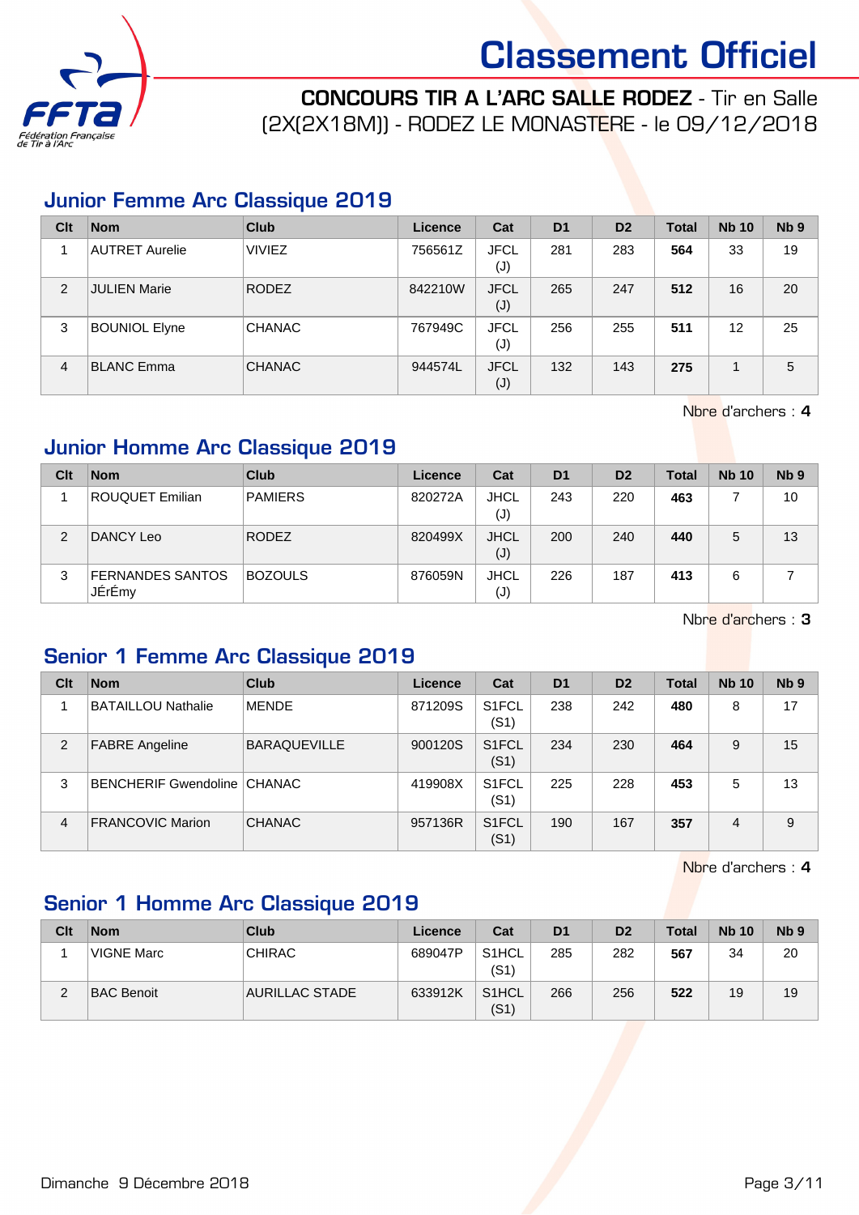# Classement Officiel

**CONCOURS TIR A L'ARC SALLE RODEZ** - Tir en Salle (2X(2X18M)) - RODEZ LE MONASTERE - le 09/12/2018

## Junior Femme Arc Classique 2019

| Clt | Nom | Club | Licence | Cat | D1 | D2 | Total | Nb 10 | Nb 9 |
|---|---|---|---|---|---|---|---|---|---|
| 1 | AUTRET Aurelie | VIVIEZ | 756561Z | JFCL (J) | 281 | 283 | **564** | 33 | 19 |
| 2 | JULIEN Marie | RODEZ | 842210W | JFCL (J) | 265 | 247 | **512** | 16 | 20 |
| 3 | BOUNIOL Elyne | CHANAC | 767949C | JFCL (J) | 256 | 255 | **511** | 12 | 25 |
| 4 | BLANC Emma | CHANAC | 944574L | JFCL (J) | 132 | 143 | **275** | 1 | 5 |

Nbre d'archers : **4**

## Junior Homme Arc Classique 2019

| Clt | Nom | Club | Licence | Cat | D1 | D2 | Total | Nb 10 | Nb 9 |
|---|---|---|---|---|---|---|---|---|---|
| 1 | ROUQUET Emilian | PAMIERS | 820272A | JHCL (J) | 243 | 220 | **463** | 7 | 10 |
| 2 | DANCY Leo | RODEZ | 820499X | JHCL (J) | 200 | 240 | **440** | 5 | 13 |
| 3 | FERNANDES SANTOS JÉrÉmy | BOZOULS | 876059N | JHCL (J) | 226 | 187 | **413** | 6 | 7 |

Nbre d'archers : **3**

## Senior 1 Femme Arc Classique 2019

| Clt | Nom | Club | Licence | Cat | D1 | D2 | Total | Nb 10 | Nb 9 |
|---|---|---|---|---|---|---|---|---|---|
| 1 | BATAILLOU Nathalie | MENDE | 871209S | S1FCL (S1) | 238 | 242 | **480** | 8 | 17 |
| 2 | FABRE Angeline | BARAQUEVILLE | 900120S | S1FCL (S1) | 234 | 230 | **464** | 9 | 15 |
| 3 | BENCHERIF Gwendoline | CHANAC | 419908X | S1FCL (S1) | 225 | 228 | **453** | 5 | 13 |
| 4 | FRANCOVIC Marion | CHANAC | 957136R | S1FCL (S1) | 190 | 167 | **357** | 4 | 9 |

Nbre d'archers : **4**

## Senior 1 Homme Arc Classique 2019

| Clt | Nom | Club | Licence | Cat | D1 | D2 | Total | Nb 10 | Nb 9 |
|---|---|---|---|---|---|---|---|---|---|
| 1 | VIGNE Marc | CHIRAC | 689047P | S1HCL (S1) | 285 | 282 | **567** | 34 | 20 |
| 2 | BAC Benoit | AURILLAC STADE | 633912K | S1HCL (S1) | 266 | 256 | **522** | 19 | 19 |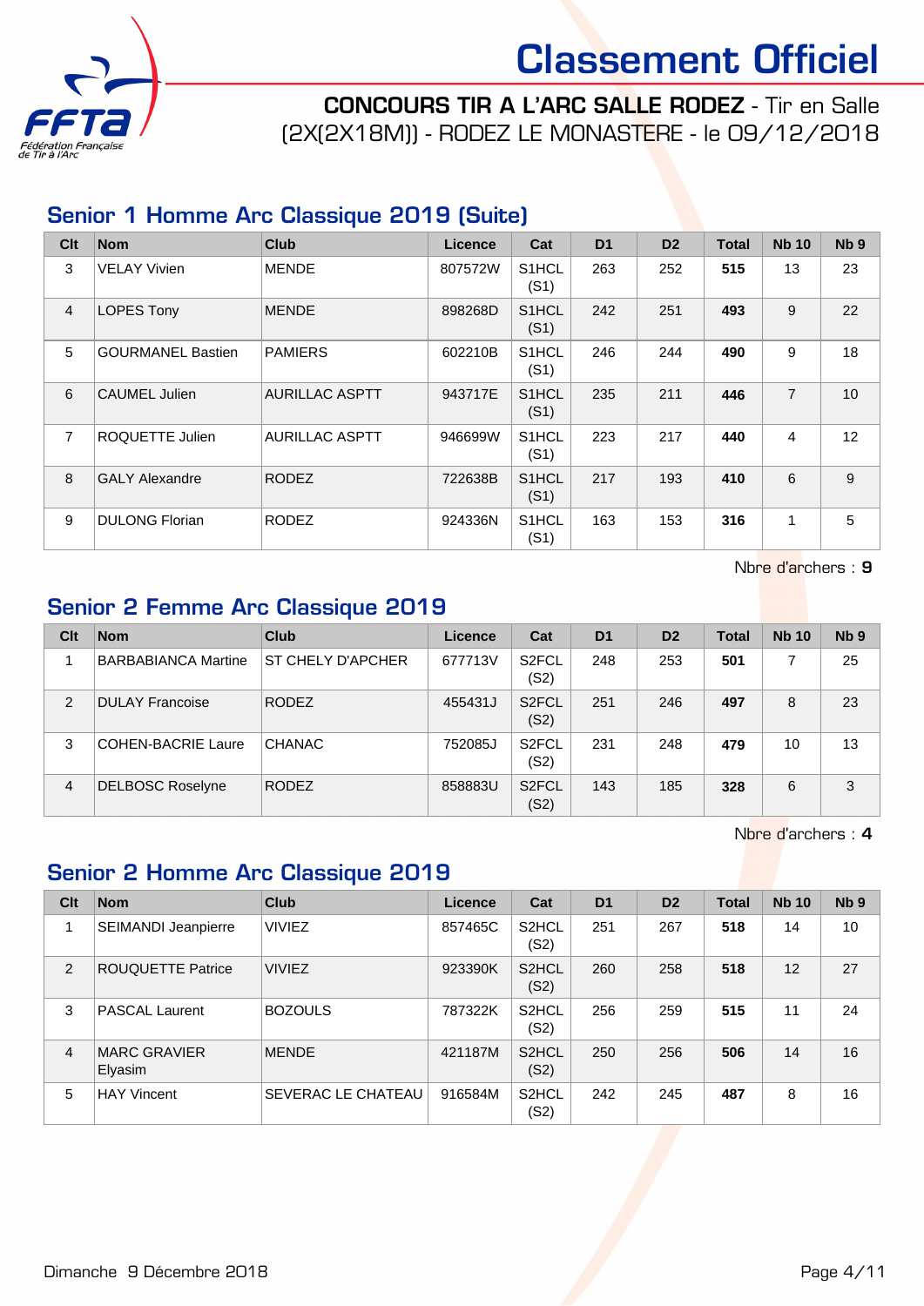# Classement Officiel

**CONCOURS TIR A L'ARC SALLE RODEZ** - Tir en Salle (2X(2X18M)) - RODEZ LE MONASTERE - le 09/12/2018

## Senior 1 Homme Arc Classique 2019 (Suite)

| Clt | Nom | Club | Licence | Cat | D1 | D2 | Total | Nb 10 | Nb 9 |
|---|---|---|---|---|---|---|---|---|---|
| 3 | VELAY Vivien | MENDE | 807572W | S1HCL (S1) | 263 | 252 | **515** | 13 | 23 |
| 4 | LOPES Tony | MENDE | 898268D | S1HCL (S1) | 242 | 251 | **493** | 9 | 22 |
| 5 | GOURMANEL Bastien | PAMIERS | 602210B | S1HCL (S1) | 246 | 244 | **490** | 9 | 18 |
| 6 | CAUMEL Julien | AURILLAC ASPTT | 943717E | S1HCL (S1) | 235 | 211 | **446** | 7 | 10 |
| 7 | ROQUETTE Julien | AURILLAC ASPTT | 946699W | S1HCL (S1) | 223 | 217 | **440** | 4 | 12 |
| 8 | GALY Alexandre | RODEZ | 722638B | S1HCL (S1) | 217 | 193 | **410** | 6 | 9 |
| 9 | DULONG Florian | RODEZ | 924336N | S1HCL (S1) | 163 | 153 | **316** | 1 | 5 |

Nbre d'archers : **9**

## Senior 2 Femme Arc Classique 2019

| Clt | Nom | Club | Licence | Cat | D1 | D2 | Total | Nb 10 | Nb 9 |
|---|---|---|---|---|---|---|---|---|---|
| 1 | BARBABIANCA Martine | ST CHELY D'APCHER | 677713V | S2FCL (S2) | 248 | 253 | **501** | 7 | 25 |
| 2 | DULAY Francoise | RODEZ | 455431J | S2FCL (S2) | 251 | 246 | **497** | 8 | 23 |
| 3 | COHEN-BACRIE Laure | CHANAC | 752085J | S2FCL (S2) | 231 | 248 | **479** | 10 | 13 |
| 4 | DELBOSC Roselyne | RODEZ | 858883U | S2FCL (S2) | 143 | 185 | **328** | 6 | 3 |

Nbre d'archers : **4**

## Senior 2 Homme Arc Classique 2019

| Clt | Nom | Club | Licence | Cat | D1 | D2 | Total | Nb 10 | Nb 9 |
|---|---|---|---|---|---|---|---|---|---|
| 1 | SEIMANDI Jeanpierre | VIVIEZ | 857465C | S2HCL (S2) | 251 | 267 | **518** | 14 | 10 |
| 2 | ROUQUETTE Patrice | VIVIEZ | 923390K | S2HCL (S2) | 260 | 258 | **518** | 12 | 27 |
| 3 | PASCAL Laurent | BOZOULS | 787322K | S2HCL (S2) | 256 | 259 | **515** | 11 | 24 |
| 4 | MARC GRAVIER Elyasim | MENDE | 421187M | S2HCL (S2) | 250 | 256 | **506** | 14 | 16 |
| 5 | HAY Vincent | SEVERAC LE CHATEAU | 916584M | S2HCL (S2) | 242 | 245 | **487** | 8 | 16 |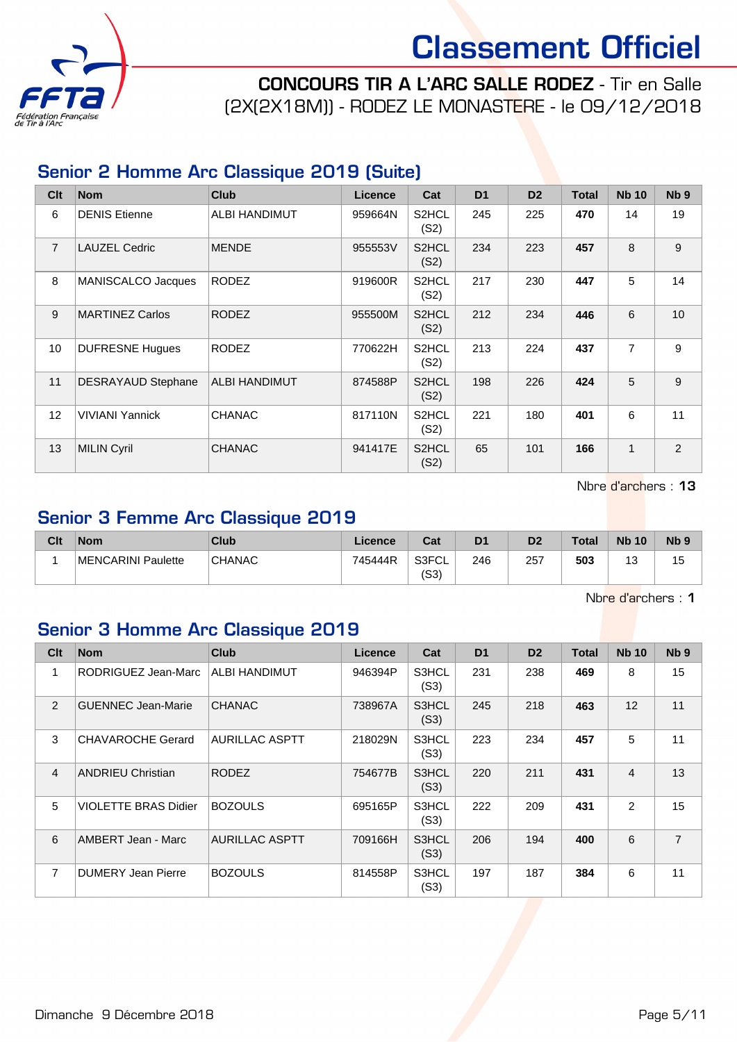# Classement Officiel

**CONCOURS TIR A L'ARC SALLE RODEZ** - Tir en Salle (2X(2X18M)) - RODEZ LE MONASTERE - le 09/12/2018

## Senior 2 Homme Arc Classique 2019 (Suite)

| Clt | Nom | Club | Licence | Cat | D1 | D2 | Total | Nb 10 | Nb 9 |
|---|---|---|---|---|---|---|---|---|---|
| 6 | DENIS Etienne | ALBI HANDIMUT | 959664N | S2HCL (S2) | 245 | 225 | **470** | 14 | 19 |
| 7 | LAUZEL Cedric | MENDE | 955553V | S2HCL (S2) | 234 | 223 | **457** | 8 | 9 |
| 8 | MANISCALCO Jacques | RODEZ | 919600R | S2HCL (S2) | 217 | 230 | **447** | 5 | 14 |
| 9 | MARTINEZ Carlos | RODEZ | 955500M | S2HCL (S2) | 212 | 234 | **446** | 6 | 10 |
| 10 | DUFRESNE Hugues | RODEZ | 770622H | S2HCL (S2) | 213 | 224 | **437** | 7 | 9 |
| 11 | DESRAYAUD Stephane | ALBI HANDIMUT | 874588P | S2HCL (S2) | 198 | 226 | **424** | 5 | 9 |
| 12 | VIVIANI Yannick | CHANAC | 817110N | S2HCL (S2) | 221 | 180 | **401** | 6 | 11 |
| 13 | MILIN Cyril | CHANAC | 941417E | S2HCL (S2) | 65 | 101 | **166** | 1 | 2 |

Nbre d'archers : **13**

## Senior 3 Femme Arc Classique 2019

| Clt | Nom | Club | Licence | Cat | D1 | D2 | Total | Nb 10 | Nb 9 |
|---|---|---|---|---|---|---|---|---|---|
| 1 | MENCARINI Paulette | CHANAC | 745444R | S3FCL (S3) | 246 | 257 | **503** | 13 | 15 |

Nbre d'archers : **1**

## Senior 3 Homme Arc Classique 2019

| Clt | Nom | Club | Licence | Cat | D1 | D2 | Total | Nb 10 | Nb 9 |
|---|---|---|---|---|---|---|---|---|---|
| 1 | RODRIGUEZ Jean-Marc | ALBI HANDIMUT | 946394P | S3HCL (S3) | 231 | 238 | **469** | 8 | 15 |
| 2 | GUENNEC Jean-Marie | CHANAC | 738967A | S3HCL (S3) | 245 | 218 | **463** | 12 | 11 |
| 3 | CHAVAROCHE Gerard | AURILLAC ASPTT | 218029N | S3HCL (S3) | 223 | 234 | **457** | 5 | 11 |
| 4 | ANDRIEU Christian | RODEZ | 754677B | S3HCL (S3) | 220 | 211 | **431** | 4 | 13 |
| 5 | VIOLETTE BRAS Didier | BOZOULS | 695165P | S3HCL (S3) | 222 | 209 | **431** | 2 | 15 |
| 6 | AMBERT Jean - Marc | AURILLAC ASPTT | 709166H | S3HCL (S3) | 206 | 194 | **400** | 6 | 7 |
| 7 | DUMERY Jean Pierre | BOZOULS | 814558P | S3HCL (S3) | 197 | 187 | **384** | 6 | 11 |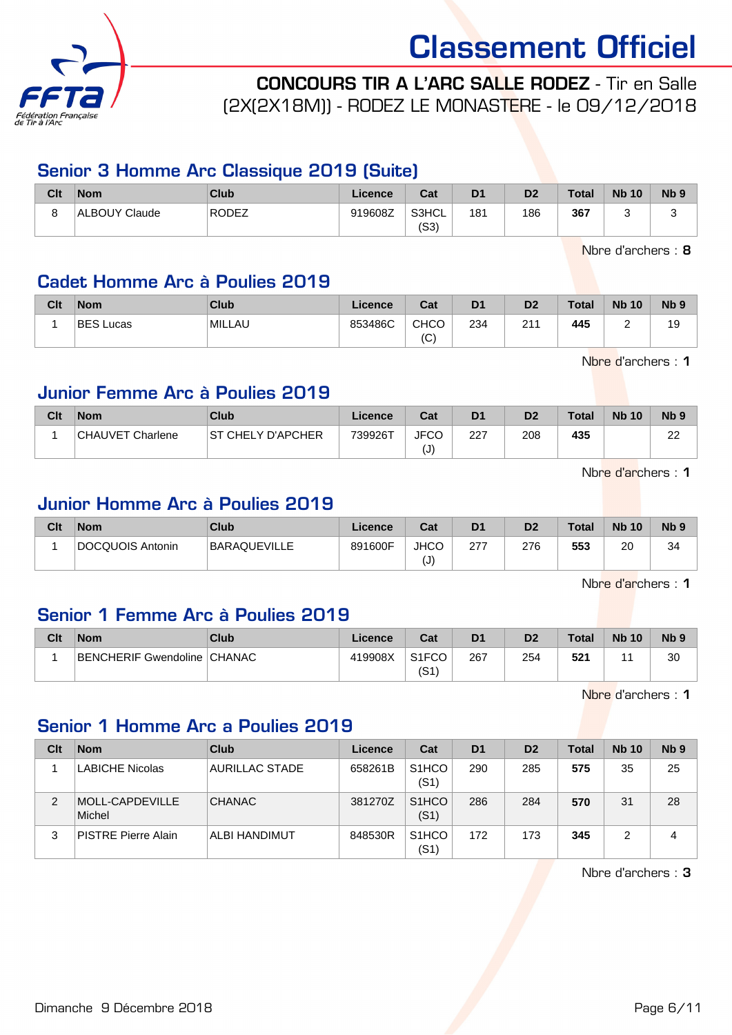# Classement Officiel

**CONCOURS TIR A L'ARC SALLE RODEZ** - Tir en Salle
(2X(2X18M)) - RODEZ LE MONASTERE - le 09/12/2018

## Senior 3 Homme Arc Classique 2019 (Suite)

| Clt | Nom | Club | Licence | Cat | D1 | D2 | Total | Nb 10 | Nb 9 |
|---|---|---|---|---|---|---|---|---|---|
| 8 | ALBOUY Claude | RODEZ | 919608Z | S3HCL (S3) | 181 | 186 | **367** | 3 | 3 |

Nbre d'archers : **8**

## Cadet Homme Arc à Poulies 2019

| Clt | Nom | Club | Licence | Cat | D1 | D2 | Total | Nb 10 | Nb 9 |
|---|---|---|---|---|---|---|---|---|---|
| 1 | BES Lucas | MILLAU | 853486C | CHCO (C) | 234 | 211 | **445** | 2 | 19 |

Nbre d'archers : **1**

## Junior Femme Arc à Poulies 2019

| Clt | Nom | Club | Licence | Cat | D1 | D2 | Total | Nb 10 | Nb 9 |
|---|---|---|---|---|---|---|---|---|---|
| 1 | CHAUVET Charlene | ST CHELY D'APCHER | 739926T | JFCO (J) | 227 | 208 | **435** | | 22 |

Nbre d'archers : **1**

## Junior Homme Arc à Poulies 2019

| Clt | Nom | Club | Licence | Cat | D1 | D2 | Total | Nb 10 | Nb 9 |
|---|---|---|---|---|---|---|---|---|---|
| 1 | DOCQUOIS Antonin | BARAQUEVILLE | 891600F | JHCO (J) | 277 | 276 | **553** | 20 | 34 |

Nbre d'archers : **1**

## Senior 1 Femme Arc à Poulies 2019

| Clt | Nom | Club | Licence | Cat | D1 | D2 | Total | Nb 10 | Nb 9 |
|---|---|---|---|---|---|---|---|---|---|
| 1 | BENCHERIF Gwendoline | CHANAC | 419908X | S1FCO (S1) | 267 | 254 | **521** | 11 | 30 |

Nbre d'archers : **1**

## Senior 1 Homme Arc a Poulies 2019

| Clt | Nom | Club | Licence | Cat | D1 | D2 | Total | Nb 10 | Nb 9 |
|---|---|---|---|---|---|---|---|---|---|
| 1 | LABICHE Nicolas | AURILLAC STADE | 658261B | S1HCO (S1) | 290 | 285 | **575** | 35 | 25 |
| 2 | MOLL-CAPDEVILLE Michel | CHANAC | 381270Z | S1HCO (S1) | 286 | 284 | **570** | 31 | 28 |
| 3 | PISTRE Pierre Alain | ALBI HANDIMUT | 848530R | S1HCO (S1) | 172 | 173 | **345** | 2 | 4 |

Nbre d'archers : **3**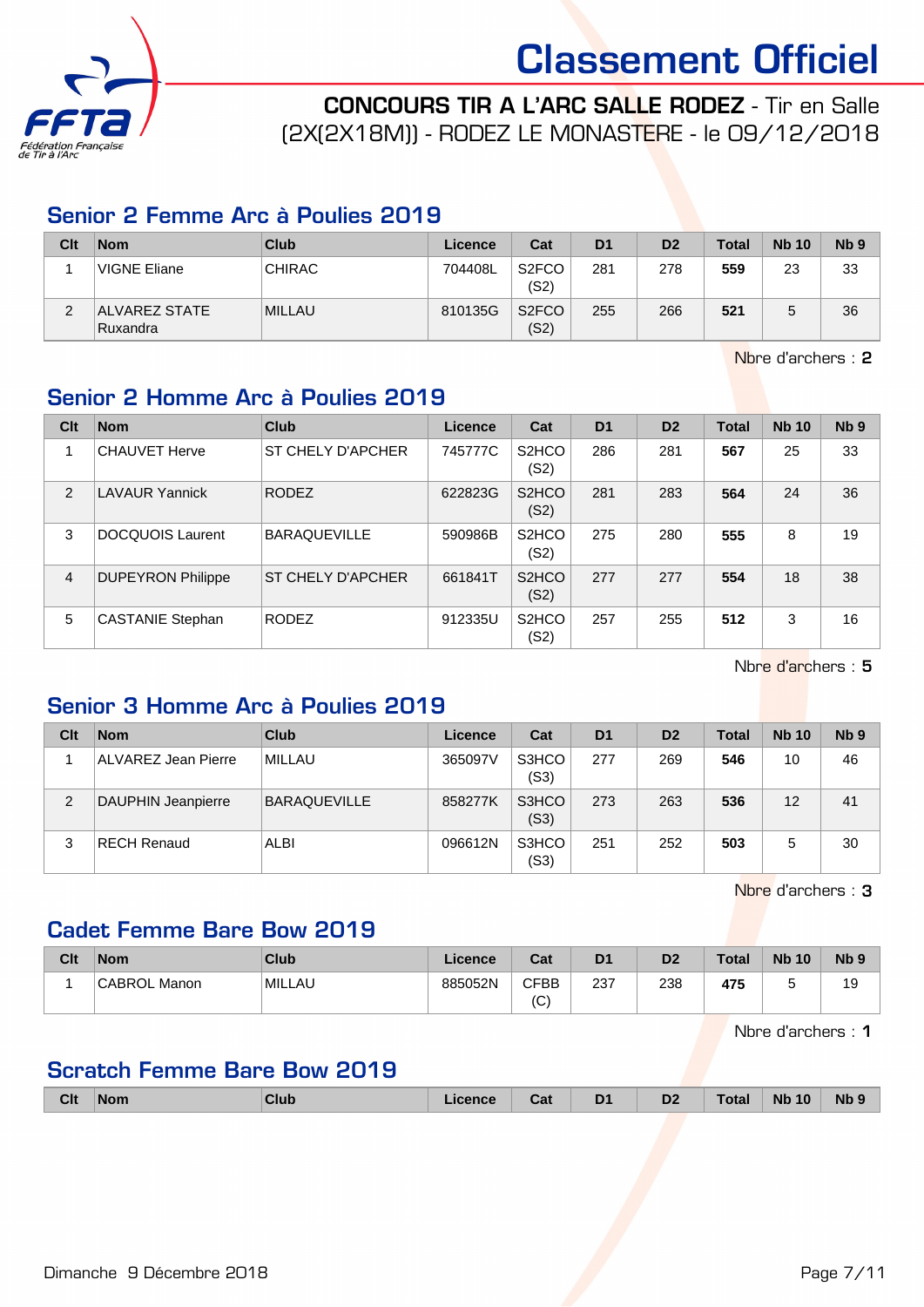# Classement Officiel

**CONCOURS TIR A L'ARC SALLE RODEZ** - Tir en Salle (2X(2X18M)) - RODEZ LE MONASTERE - le 09/12/2018

## Senior 2 Femme Arc à Poulies 2019

| Clt | Nom | Club | Licence | Cat | D1 | D2 | Total | Nb 10 | Nb 9 |
|---|---|---|---|---|---|---|---|---|---|
| 1 | VIGNE Eliane | CHIRAC | 704408L | S2FCO (S2) | 281 | 278 | **559** | 23 | 33 |
| 2 | ALVAREZ STATE Ruxandra | MILLAU | 810135G | S2FCO (S2) | 255 | 266 | **521** | 5 | 36 |

Nbre d'archers : **2**

## Senior 2 Homme Arc à Poulies 2019

| Clt | Nom | Club | Licence | Cat | D1 | D2 | Total | Nb 10 | Nb 9 |
|---|---|---|---|---|---|---|---|---|---|
| 1 | CHAUVET Herve | ST CHELY D'APCHER | 745777C | S2HCO (S2) | 286 | 281 | **567** | 25 | 33 |
| 2 | LAVAUR Yannick | RODEZ | 622823G | S2HCO (S2) | 281 | 283 | **564** | 24 | 36 |
| 3 | DOCQUOIS Laurent | BARAQUEVILLE | 590986B | S2HCO (S2) | 275 | 280 | **555** | 8 | 19 |
| 4 | DUPEYRON Philippe | ST CHELY D'APCHER | 661841T | S2HCO (S2) | 277 | 277 | **554** | 18 | 38 |
| 5 | CASTANIE Stephan | RODEZ | 912335U | S2HCO (S2) | 257 | 255 | **512** | 3 | 16 |

Nbre d'archers : **5**

## Senior 3 Homme Arc à Poulies 2019

| Clt | Nom | Club | Licence | Cat | D1 | D2 | Total | Nb 10 | Nb 9 |
|---|---|---|---|---|---|---|---|---|---|
| 1 | ALVAREZ Jean Pierre | MILLAU | 365097V | S3HCO (S3) | 277 | 269 | **546** | 10 | 46 |
| 2 | DAUPHIN Jeanpierre | BARAQUEVILLE | 858277K | S3HCO (S3) | 273 | 263 | **536** | 12 | 41 |
| 3 | RECH Renaud | ALBI | 096612N | S3HCO (S3) | 251 | 252 | **503** | 5 | 30 |

Nbre d'archers : **3**

## Cadet Femme Bare Bow 2019

| Clt | Nom | Club | Licence | Cat | D1 | D2 | Total | Nb 10 | Nb 9 |
|---|---|---|---|---|---|---|---|---|---|
| 1 | CABROL Manon | MILLAU | 885052N | CFBB (C) | 237 | 238 | **475** | 5 | 19 |

Nbre d'archers : **1**

## Scratch Femme Bare Bow 2019

| Clt | Nom | Club | Licence | Cat | D1 | D2 | Total | Nb 10 | Nb 9 |
|---|---|---|---|---|---|---|---|---|---|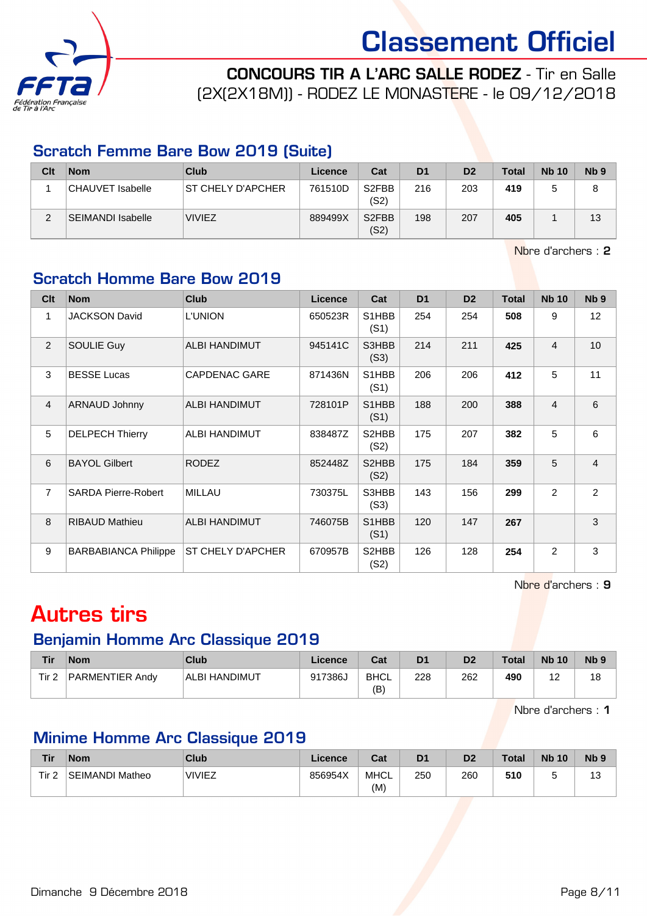# Classement Officiel

**CONCOURS TIR A L'ARC SALLE RODEZ** - Tir en Salle
(2X(2X18M)) - RODEZ LE MONASTERE - le 09/12/2018

## Scratch Femme Bare Bow 2019 (Suite)

| Clt | Nom | Club | Licence | Cat | D1 | D2 | Total | Nb 10 | Nb 9 |
|---|---|---|---|---|---|---|---|---|---|
| 1 | CHAUVET Isabelle | ST CHELY D'APCHER | 761510D | S2FBB (S2) | 216 | 203 | **419** | 5 | 8 |
| 2 | SEIMANDI Isabelle | VIVIEZ | 889499X | S2FBB (S2) | 198 | 207 | **405** | 1 | 13 |

Nbre d'archers : **2**

## Scratch Homme Bare Bow 2019

| Clt | Nom | Club | Licence | Cat | D1 | D2 | Total | Nb 10 | Nb 9 |
|---|---|---|---|---|---|---|---|---|---|
| 1 | JACKSON David | L'UNION | 650523R | S1HBB (S1) | 254 | 254 | **508** | 9 | 12 |
| 2 | SOULIE Guy | ALBI HANDIMUT | 945141C | S3HBB (S3) | 214 | 211 | **425** | 4 | 10 |
| 3 | BESSE Lucas | CAPDENAC GARE | 871436N | S1HBB (S1) | 206 | 206 | **412** | 5 | 11 |
| 4 | ARNAUD Johnny | ALBI HANDIMUT | 728101P | S1HBB (S1) | 188 | 200 | **388** | 4 | 6 |
| 5 | DELPECH Thierry | ALBI HANDIMUT | 838487Z | S2HBB (S2) | 175 | 207 | **382** | 5 | 6 |
| 6 | BAYOL Gilbert | RODEZ | 852448Z | S2HBB (S2) | 175 | 184 | **359** | 5 | 4 |
| 7 | SARDA Pierre-Robert | MILLAU | 730375L | S3HBB (S3) | 143 | 156 | **299** | 2 | 2 |
| 8 | RIBAUD Mathieu | ALBI HANDIMUT | 746075B | S1HBB (S1) | 120 | 147 | **267** | | 3 |
| 9 | BARBABIANCA Philippe | ST CHELY D'APCHER | 670957B | S2HBB (S2) | 126 | 128 | **254** | 2 | 3 |

Nbre d'archers : **9**

# Autres tirs

## Benjamin Homme Arc Classique 2019

| Tir | Nom | Club | Licence | Cat | D1 | D2 | Total | Nb 10 | Nb 9 |
|---|---|---|---|---|---|---|---|---|---|
| Tir 2 | PARMENTIER Andy | ALBI HANDIMUT | 917386J | BHCL (B) | 228 | 262 | **490** | 12 | 18 |

Nbre d'archers : **1**

## Minime Homme Arc Classique 2019

| Tir | Nom | Club | Licence | Cat | D1 | D2 | Total | Nb 10 | Nb 9 |
|---|---|---|---|---|---|---|---|---|---|
| Tir 2 | SEIMANDI Matheo | VIVIEZ | 856954X | MHCL (M) | 250 | 260 | **510** | 5 | 13 |

Dimanche 9 Décembre 2018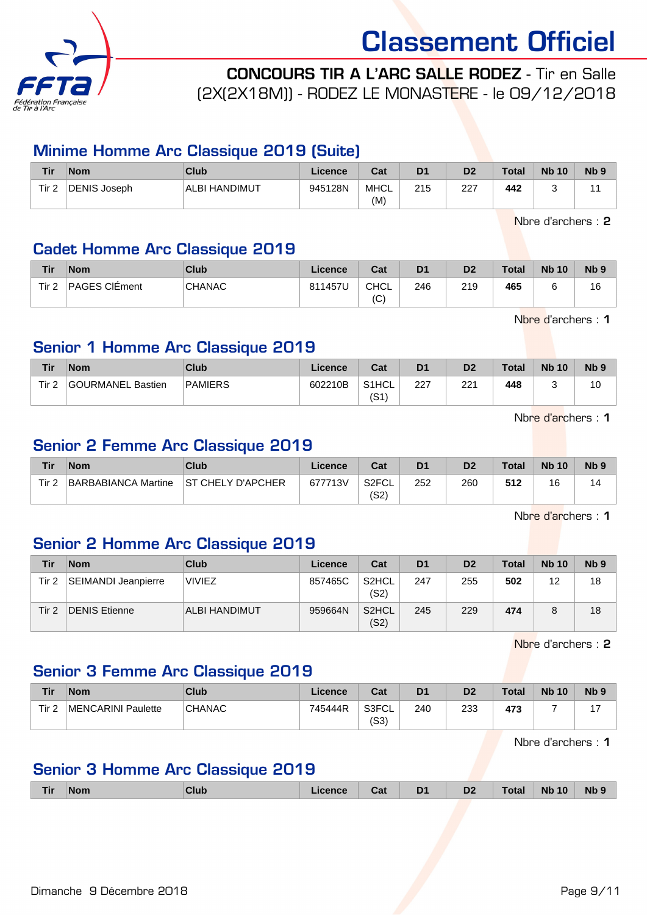# Classement Officiel

**CONCOURS TIR A L'ARC SALLE RODEZ** - Tir en Salle
(2X(2X18M)) - RODEZ LE MONASTERE - le 09/12/2018

## Minime Homme Arc Classique 2019 (Suite)

| Tir | Nom | Club | Licence | Cat | D1 | D2 | Total | Nb 10 | Nb 9 |
|---|---|---|---|---|---|---|---|---|---|
| Tir 2 | DENIS Joseph | ALBI HANDIMUT | 945128N | MHCL (M) | 215 | 227 | **442** | 3 | 11 |

Nbre d'archers : **2**

## Cadet Homme Arc Classique 2019

| Tir | Nom | Club | Licence | Cat | D1 | D2 | Total | Nb 10 | Nb 9 |
|---|---|---|---|---|---|---|---|---|---|
| Tir 2 | PAGES CIÉment | CHANAC | 811457U | CHCL (C) | 246 | 219 | **465** | 6 | 16 |

Nbre d'archers : **1**

## Senior 1 Homme Arc Classique 2019

| Tir | Nom | Club | Licence | Cat | D1 | D2 | Total | Nb 10 | Nb 9 |
|---|---|---|---|---|---|---|---|---|---|
| Tir 2 | GOURMANEL Bastien | PAMIERS | 602210B | S1HCL (S1) | 227 | 221 | **448** | 3 | 10 |

Nbre d'archers : **1**

## Senior 2 Femme Arc Classique 2019

| Tir | Nom | Club | Licence | Cat | D1 | D2 | Total | Nb 10 | Nb 9 |
|---|---|---|---|---|---|---|---|---|---|
| Tir 2 | BARBABIANCA Martine | ST CHELY D'APCHER | 677713V | S2FCL (S2) | 252 | 260 | **512** | 16 | 14 |

Nbre d'archers : **1**

## Senior 2 Homme Arc Classique 2019

| Tir | Nom | Club | Licence | Cat | D1 | D2 | Total | Nb 10 | Nb 9 |
|---|---|---|---|---|---|---|---|---|---|
| Tir 2 | SEIMANDI Jeanpierre | VIVIEZ | 857465C | S2HCL (S2) | 247 | 255 | **502** | 12 | 18 |
| Tir 2 | DENIS Etienne | ALBI HANDIMUT | 959664N | S2HCL (S2) | 245 | 229 | **474** | 8 | 18 |

Nbre d'archers : **2**

## Senior 3 Femme Arc Classique 2019

| Tir | Nom | Club | Licence | Cat | D1 | D2 | Total | Nb 10 | Nb 9 |
|---|---|---|---|---|---|---|---|---|---|
| Tir 2 | MENCARINI Paulette | CHANAC | 745444R | S3FCL (S3) | 240 | 233 | **473** | 7 | 17 |

Nbre d'archers : **1**

## Senior 3 Homme Arc Classique 2019

| Tir | Nom | Club | Licence | Cat | D1 | D2 | Total | Nb 10 | Nb 9 |
|---|---|---|---|---|---|---|---|---|---|

Dimanche 9 Décembre 2018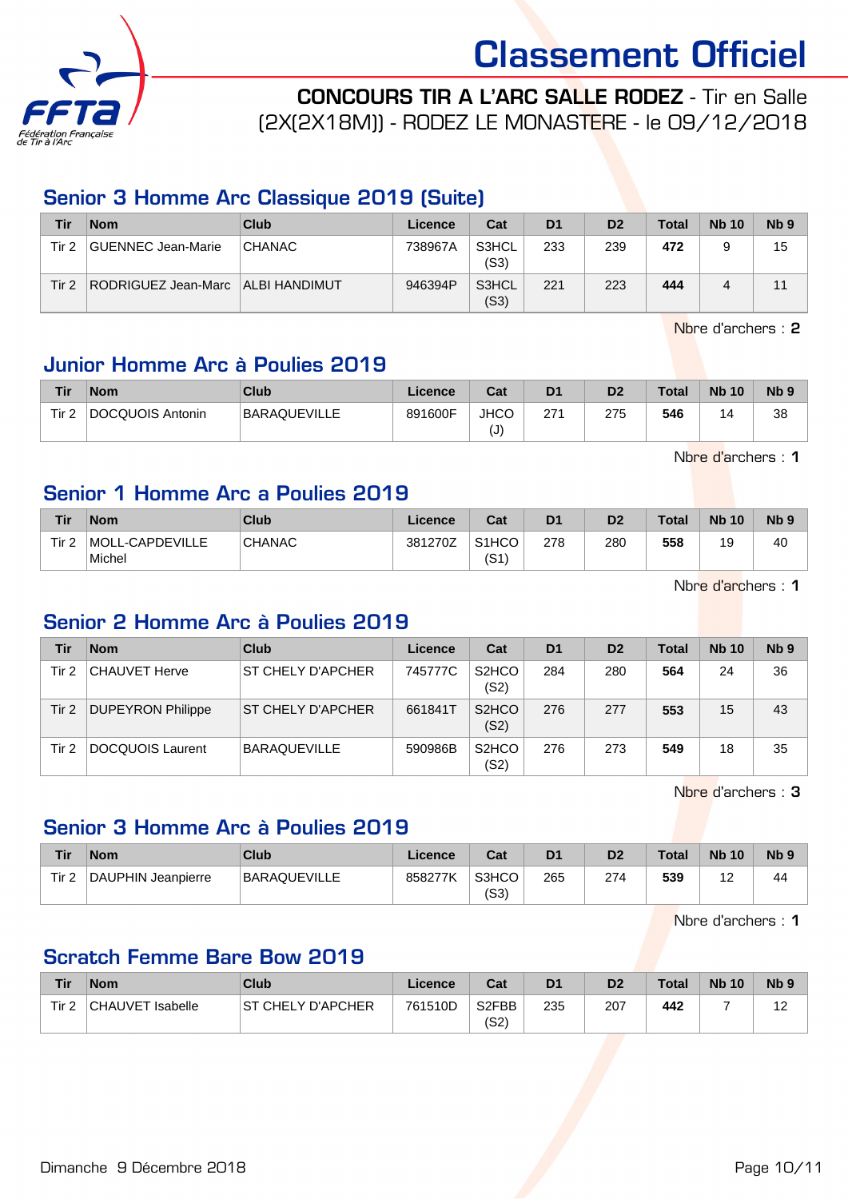# Classement Officiel

**CONCOURS TIR A L'ARC SALLE RODEZ** - Tir en Salle (2X(2X18M)) - RODEZ LE MONASTERE - le 09/12/2018

## Senior 3 Homme Arc Classique 2019 (Suite)

| Tir | Nom | Club | Licence | Cat | D1 | D2 | Total | Nb 10 | Nb 9 |
|---|---|---|---|---|---|---|---|---|---|
| Tir 2 | GUENNEC Jean-Marie | CHANAC | 738967A | S3HCL (S3) | 233 | 239 | **472** | 9 | 15 |
| Tir 2 | RODRIGUEZ Jean-Marc | ALBI HANDIMUT | 946394P | S3HCL (S3) | 221 | 223 | **444** | 4 | 11 |

Nbre d'archers : **2**

## Junior Homme Arc à Poulies 2019

| Tir | Nom | Club | Licence | Cat | D1 | D2 | Total | Nb 10 | Nb 9 |
|---|---|---|---|---|---|---|---|---|---|
| Tir 2 | DOCQUOIS Antonin | BARAQUEVILLE | 891600F | JHCO (J) | 271 | 275 | **546** | 14 | 38 |

Nbre d'archers : **1**

## Senior 1 Homme Arc a Poulies 2019

| Tir | Nom | Club | Licence | Cat | D1 | D2 | Total | Nb 10 | Nb 9 |
|---|---|---|---|---|---|---|---|---|---|
| Tir 2 | MOLL-CAPDEVILLE Michel | CHANAC | 381270Z | S1HCO (S1) | 278 | 280 | **558** | 19 | 40 |

Nbre d'archers : **1**

## Senior 2 Homme Arc à Poulies 2019

| Tir | Nom | Club | Licence | Cat | D1 | D2 | Total | Nb 10 | Nb 9 |
|---|---|---|---|---|---|---|---|---|---|
| Tir 2 | CHAUVET Herve | ST CHELY D'APCHER | 745777C | S2HCO (S2) | 284 | 280 | **564** | 24 | 36 |
| Tir 2 | DUPEYRON Philippe | ST CHELY D'APCHER | 661841T | S2HCO (S2) | 276 | 277 | **553** | 15 | 43 |
| Tir 2 | DOCQUOIS Laurent | BARAQUEVILLE | 590986B | S2HCO (S2) | 276 | 273 | **549** | 18 | 35 |

Nbre d'archers : **3**

## Senior 3 Homme Arc à Poulies 2019

| Tir | Nom | Club | Licence | Cat | D1 | D2 | Total | Nb 10 | Nb 9 |
|---|---|---|---|---|---|---|---|---|---|
| Tir 2 | DAUPHIN Jeanpierre | BARAQUEVILLE | 858277K | S3HCO (S3) | 265 | 274 | **539** | 12 | 44 |

Nbre d'archers : **1**

## Scratch Femme Bare Bow 2019

| Tir | Nom | Club | Licence | Cat | D1 | D2 | Total | Nb 10 | Nb 9 |
|---|---|---|---|---|---|---|---|---|---|
| Tir 2 | CHAUVET Isabelle | ST CHELY D'APCHER | 761510D | S2FBB (S2) | 235 | 207 | **442** | 7 | 12 |

Dimanche 9 Décembre 2018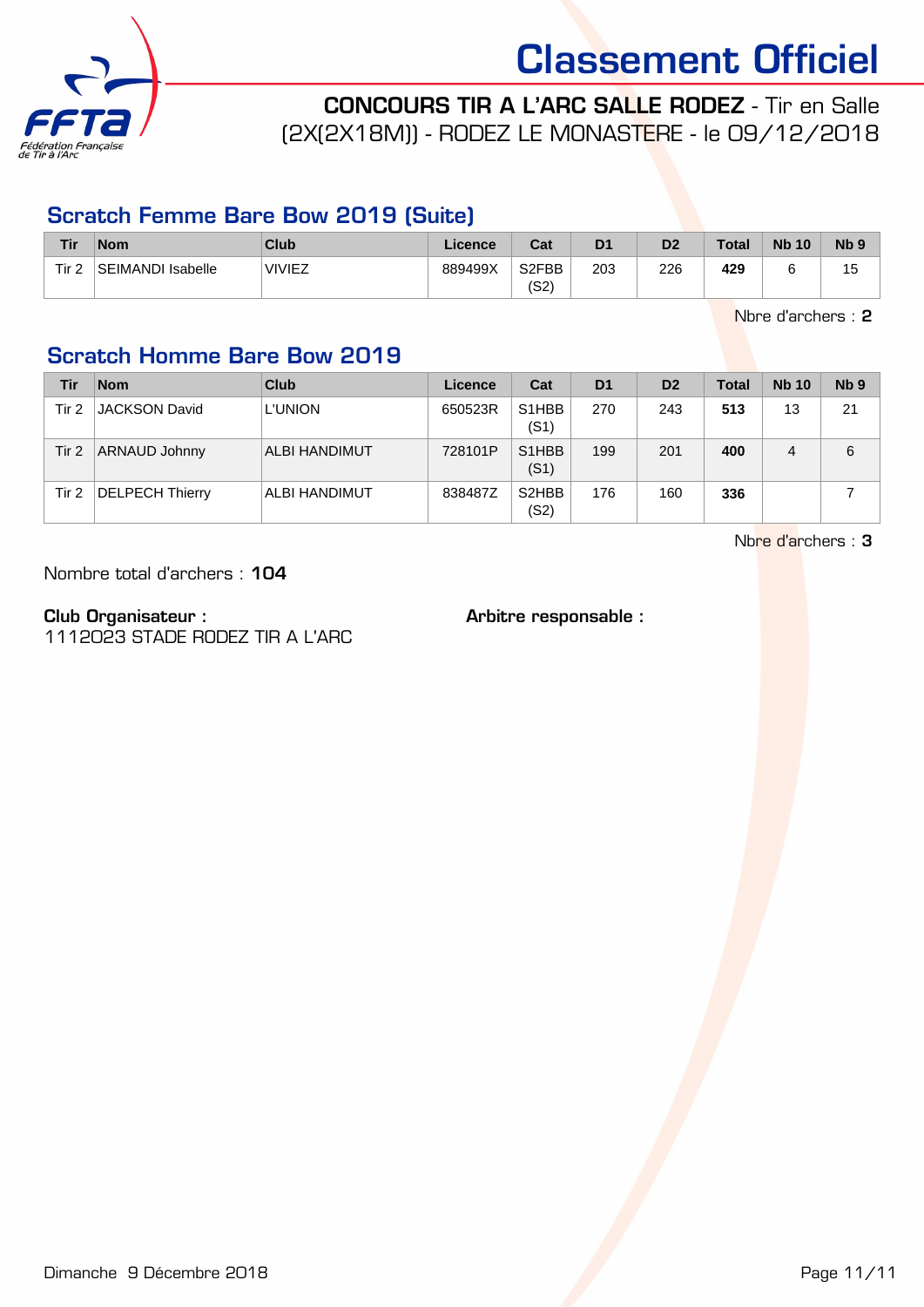# Classement Officiel

**CONCOURS TIR A L'ARC SALLE RODEZ** - Tir en Salle
(2X(2X18M)) - RODEZ LE MONASTERE - le 09/12/2018

## Scratch Femme Bare Bow 2019 (Suite)

| Tir | Nom | Club | Licence | Cat | D1 | D2 | Total | Nb 10 | Nb 9 |
|---|---|---|---|---|---|---|---|---|---|
| Tir 2 | SEIMANDI Isabelle | VIVIEZ | 889499X | S2FBB (S2) | 203 | 226 | **429** | 6 | 15 |

Nbre d'archers : **2**

## Scratch Homme Bare Bow 2019

| Tir | Nom | Club | Licence | Cat | D1 | D2 | Total | Nb 10 | Nb 9 |
|---|---|---|---|---|---|---|---|---|---|
| Tir 2 | JACKSON David | L'UNION | 650523R | S1HBB (S1) | 270 | 243 | **513** | 13 | 21 |
| Tir 2 | ARNAUD Johnny | ALBI HANDIMUT | 728101P | S1HBB (S1) | 199 | 201 | **400** | 4 | 6 |
| Tir 2 | DELPECH Thierry | ALBI HANDIMUT | 838487Z | S2HBB (S2) | 176 | 160 | **336** | | 7 |

Nbre d'archers : **3**

Nombre total d'archers : **104**

**Club Organisateur :**
1112023 STADE RODEZ TIR A L'ARC

**Arbitre responsable :**

Dimanche 9 Décembre 2018